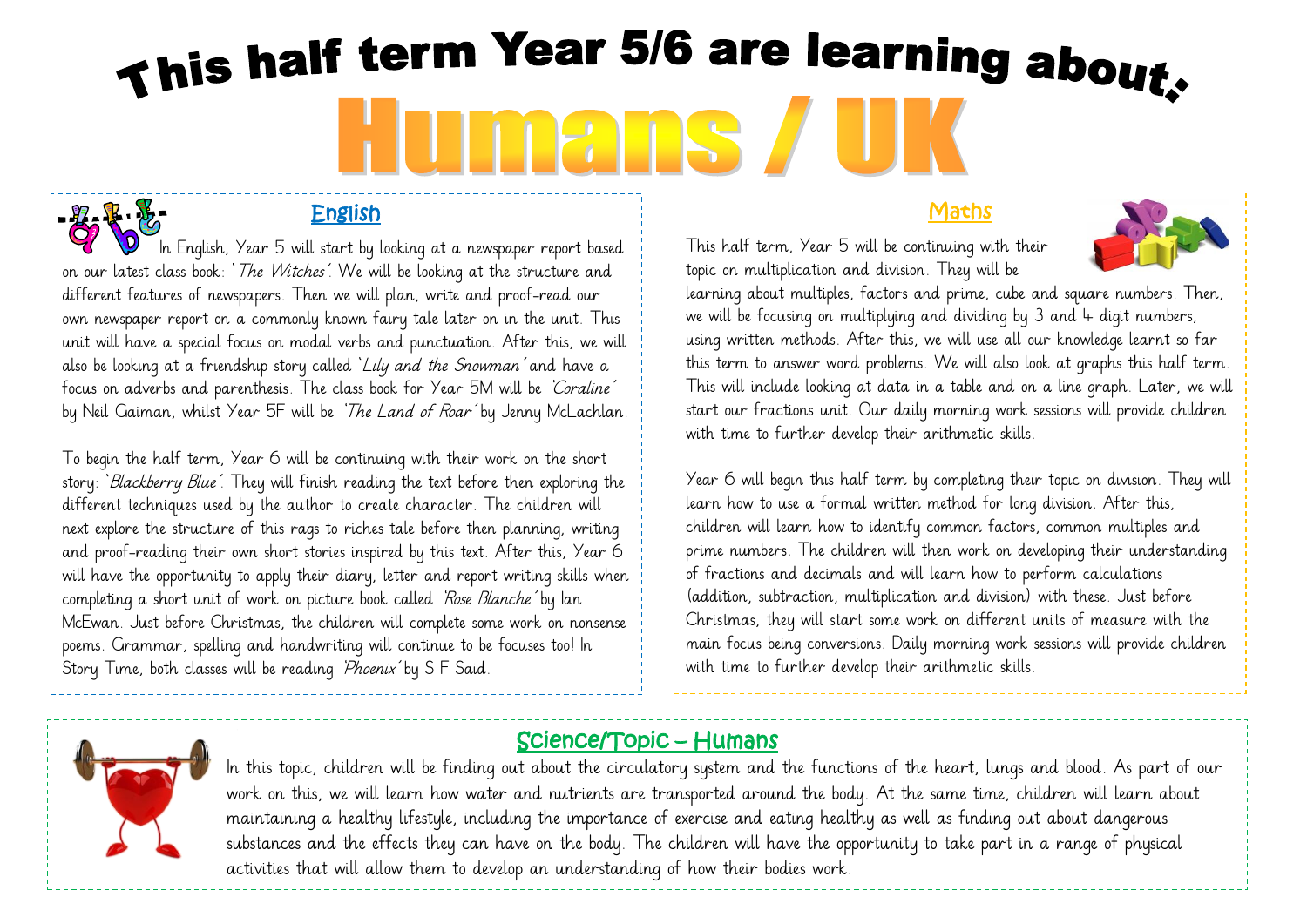# This half term Year 5/6 are learning about:

# Humans / UK

## English

In English, Year 5 will start by looking at a newspaper report based on our latest class book: '*The Witches*'. We will be looking at the structure and different features of newspapers. Then we will plan, write and proof-read our own newspaper report on a commonly known fairy tale later on in the unit. This unit will have a special focus on modal verbs and punctuation. After this, we will also be looking at a friendship story called '*Lily and the Snowman*' and have a focus on adverbs and parenthesis. The class book for Year 5M will be '*Coraline*' by Neil Gaiman, whilst Year 5F will be '*The Land of Roar*' by Jenny McLachlan.

To begin the half term, Year 6 will be continuing with their work on the short story: '*Blackberry Blue*'. They will finish reading the text before then exploring the different techniques used by the author to create character. The children will next explore the structure of this rags to riches tale before then planning, writing and proof-reading their own short stories inspired by this text. After this, Year 6 will have the opportunity to apply their diary, letter and report writing skills when completing a short unit of work on picture book called '*Rose Blanche*' by Ian McEwan. Just before Christmas, the children will complete some work on nonsense poems. Grammar, spelling and handwriting will continue to be focuses too! In Story Time, both classes will be reading '*Phoenix*' by S F Said.

## Maths

This half term, Year 5 will be continuing with their topic on multiplication and division. They will be learning about multiples, factors and prime, cube and square numbers. Then, we will be focusing on multiplying and dividing by 3 and 4 digit numbers, using written methods. After this, we will use all our knowledge learnt so far this term to answer word problems. We will also look at graphs this half term. This will include looking at data in a table and on a line graph. Later, we will start our fractions unit. Our daily morning work sessions will provide children with time to further develop their arithmetic skills.

Year 6 will begin this half term by completing their topic on division. They will learn how to use a formal written method for long division. After this, children will learn how to identify common factors, common multiples and prime numbers. The children will then work on developing their understanding of fractions and decimals and will learn how to perform calculations (addition, subtraction, multiplication and division) with these. Just before Christmas, they will start some work on different units of measure with the main focus being conversions. Daily morning work sessions will provide children with time to further develop their arithmetic skills.

## Science/Topic – Humans

In this topic, children will be finding out about the circulatory system and the functions of the heart, lungs and blood. As part of our work on this, we will learn how water and nutrients are transported around the body. At the same time, children will learn about maintaining a healthy lifestyle, including the importance of exercise and eating healthy as well as finding out about dangerous substances and the effects they can have on the body. The children will have the opportunity to take part in a range of physical activities that will allow them to develop an understanding of how their bodies work.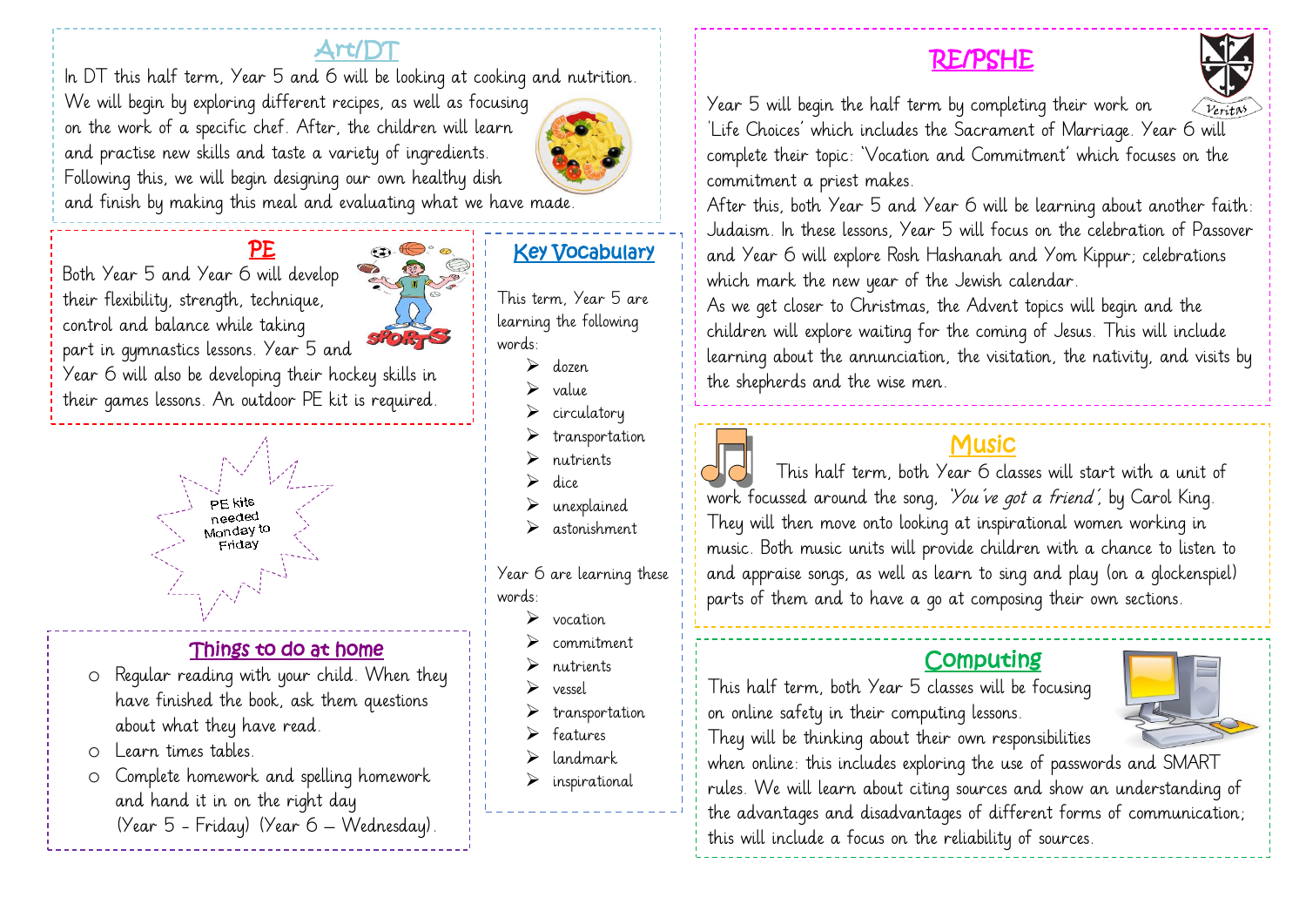## Art/DT

In DT this half term, Year 5 and 6 will be looking at cooking and nutrition. We will begin by exploring different recipes, as well as focusing on the work of a specific chef. After, the children will learn and practise new skills and taste a variety of ingredients. Following this, we will begin designing our own healthy dish and finish by making this meal and evaluating what we have made.

## PE

Both Year 5 and Year 6 will develop their flexibility, strength, technique, control and balance while taking part in gymnastics lessons. Year 5 and Year 6 will also be developing their hockey skills in their games lessons. An outdoor PE kit is required.

PE kits needed Monday to Friday

## Things to do at home

- Regular reading with your child. When they have finished the book, ask them questions about what they have read.
- Learn times tables.
- Complete homework and spelling homework and hand it in on the right day (Year 5 - Friday) (Year 6 – Wednesday).

## Key Vocabulary

This term, Year 5 are learning the following words:

- dozen
- value
- circulatory
- transportation
- nutrients
- dice
- unexplained
- astonishment

Year 6 are learning these words:

- vocation
- commitment
- nutrients
- vessel
- transportation
- features
- landmark
- inspirational

## RE/PSHE

Year 5 will begin the half term by completing their work on 'Life Choices' which includes the Sacrament of Marriage. Year 6 will complete their topic: 'Vocation and Commitment' which focuses on the commitment a priest makes.

After this, both Year 5 and Year 6 will be learning about another faith: Judaism. In these lessons, Year 5 will focus on the celebration of Passover and Year 6 will explore Rosh Hashanah and Yom Kippur; celebrations which mark the new year of the Jewish calendar.

As we get closer to Christmas, the Advent topics will begin and the children will explore waiting for the coming of Jesus. This will include learning about the annunciation, the visitation, the nativity, and visits by the shepherds and the wise men.

## Music

This half term, both Year 6 classes will start with a unit of work focussed around the song, *'You've got a friend'*, by Carol King. They will then move onto looking at inspirational women working in music. Both music units will provide children with a chance to listen to and appraise songs, as well as learn to sing and play (on a glockenspiel) parts of them and to have a go at composing their own sections.

## Computing

This half term, both Year 5 classes will be focusing on online safety in their computing lessons. They will be thinking about their own responsibilities when online: this includes exploring the use of passwords and SMART rules. We will learn about citing sources and show an understanding of the advantages and disadvantages of different forms of communication; this will include a focus on the reliability of sources.